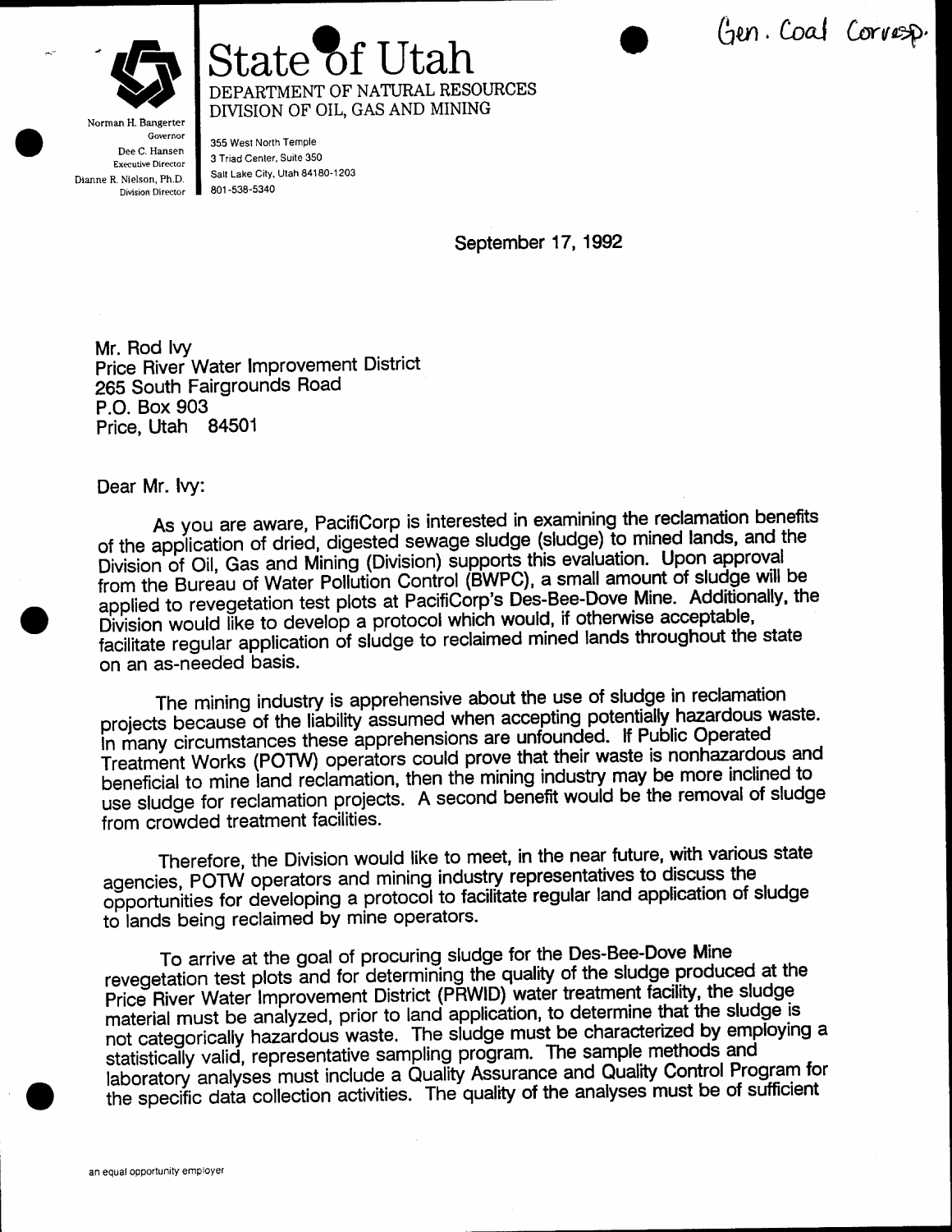Gen. Coal Corresp.

# State of Utah

DEPARTMENT OF NATURAL RESOURCES
DIVISION OF OIL, GAS AND MINING

Norman H. Bangerter
Governor
Dee C. Hansen
Executive Director
Dianne R. Nielson, Ph.D.
Division Director

355 West North Temple
3 Triad Center, Suite 350
Salt Lake City, Utah 84180-1203
801-538-5340

September 17, 1992

Mr. Rod Ivy
Price River Water Improvement District
265 South Fairgrounds Road
P.O. Box 903
Price, Utah 84501

Dear Mr. Ivy:

As you are aware, PacifiCorp is interested in examining the reclamation benefits of the application of dried, digested sewage sludge (sludge) to mined lands, and the Division of Oil, Gas and Mining (Division) supports this evaluation. Upon approval from the Bureau of Water Pollution Control (BWPC), a small amount of sludge will be applied to revegetation test plots at PacifiCorp's Des-Bee-Dove Mine. Additionally, the Division would like to develop a protocol which would, if otherwise acceptable, facilitate regular application of sludge to reclaimed mined lands throughout the state on an as-needed basis.

The mining industry is apprehensive about the use of sludge in reclamation projects because of the liability assumed when accepting potentially hazardous waste. In many circumstances these apprehensions are unfounded. If Public Operated Treatment Works (POTW) operators could prove that their waste is nonhazardous and beneficial to mine land reclamation, then the mining industry may be more inclined to use sludge for reclamation projects. A second benefit would be the removal of sludge from crowded treatment facilities.

Therefore, the Division would like to meet, in the near future, with various state agencies, POTW operators and mining industry representatives to discuss the opportunities for developing a protocol to facilitate regular land application of sludge to lands being reclaimed by mine operators.

To arrive at the goal of procuring sludge for the Des-Bee-Dove Mine revegetation test plots and for determining the quality of the sludge produced at the Price River Water Improvement District (PRWID) water treatment facility, the sludge material must be analyzed, prior to land application, to determine that the sludge is not categorically hazardous waste. The sludge must be characterized by employing a statistically valid, representative sampling program. The sample methods and laboratory analyses must include a Quality Assurance and Quality Control Program for the specific data collection activities. The quality of the analyses must be of sufficient

an equal opportunity employer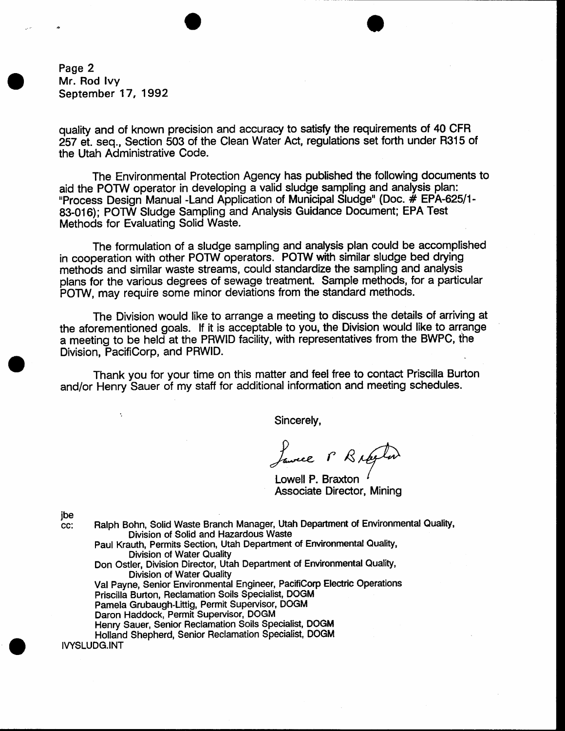Page 2
Mr. Rod Ivy
September 17, 1992

quality and of known precision and accuracy to satisfy the requirements of 40 CFR 257 et. seq., Section 503 of the Clean Water Act, regulations set forth under R315 of the Utah Administrative Code.

The Environmental Protection Agency has published the following documents to aid the POTW operator in developing a valid sludge sampling and analysis plan: "Process Design Manual -Land Application of Municipal Sludge" (Doc. # EPA-625/1-83-016); POTW Sludge Sampling and Analysis Guidance Document; EPA Test Methods for Evaluating Solid Waste.

The formulation of a sludge sampling and analysis plan could be accomplished in cooperation with other POTW operators. POTW with similar sludge bed drying methods and similar waste streams, could standardize the sampling and analysis plans for the various degrees of sewage treatment. Sample methods, for a particular POTW, may require some minor deviations from the standard methods.

The Division would like to arrange a meeting to discuss the details of arriving at the aforementioned goals. If it is acceptable to you, the Division would like to arrange a meeting to be held at the PRWID facility, with representatives from the BWPC, the Division, PacifiCorp, and PRWID.

Thank you for your time on this matter and feel free to contact Priscilla Burton and/or Henry Sauer of my staff for additional information and meeting schedules.

Sincerely,

Lowell P. Braxton
Associate Director, Mining

jbe

cc: Ralph Bohn, Solid Waste Branch Manager, Utah Department of Environmental Quality, Division of Solid and Hazardous Waste
Paul Krauth, Permits Section, Utah Department of Environmental Quality, Division of Water Quality
Don Ostler, Division Director, Utah Department of Environmental Quality, Division of Water Quality
Val Payne, Senior Environmental Engineer, PacifiCorp Electric Operations
Priscilla Burton, Reclamation Soils Specialist, DOGM
Pamela Grubaugh-Littig, Permit Supervisor, DOGM
Daron Haddock, Permit Supervisor, DOGM
Henry Sauer, Senior Reclamation Soils Specialist, DOGM
Holland Shepherd, Senior Reclamation Specialist, DOGM

IVYSLUDG.INT